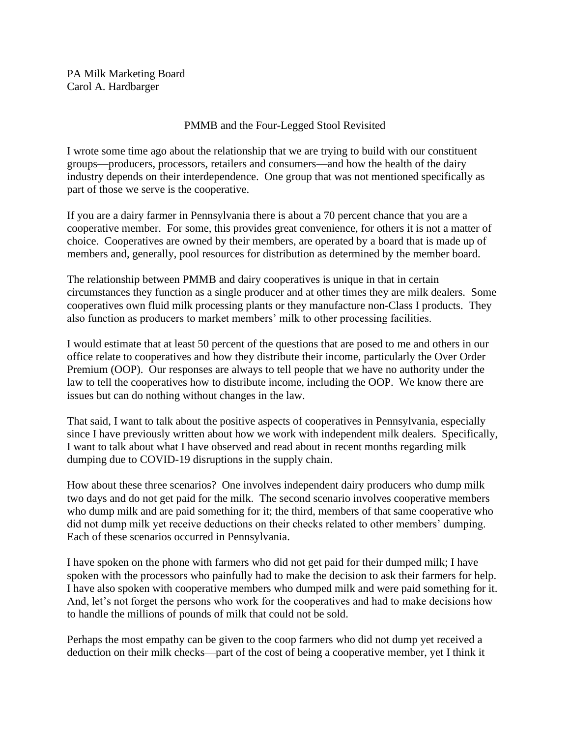PA Milk Marketing Board
Carol A. Hardbarger

# PMMB and the Four-Legged Stool Revisited

I wrote some time ago about the relationship that we are trying to build with our constituent groups—producers, processors, retailers and consumers—and how the health of the dairy industry depends on their interdependence. One group that was not mentioned specifically as part of those we serve is the cooperative.

If you are a dairy farmer in Pennsylvania there is about a 70 percent chance that you are a cooperative member. For some, this provides great convenience, for others it is not a matter of choice. Cooperatives are owned by their members, are operated by a board that is made up of members and, generally, pool resources for distribution as determined by the member board.

The relationship between PMMB and dairy cooperatives is unique in that in certain circumstances they function as a single producer and at other times they are milk dealers. Some cooperatives own fluid milk processing plants or they manufacture non-Class I products. They also function as producers to market members' milk to other processing facilities.

I would estimate that at least 50 percent of the questions that are posed to me and others in our office relate to cooperatives and how they distribute their income, particularly the Over Order Premium (OOP). Our responses are always to tell people that we have no authority under the law to tell the cooperatives how to distribute income, including the OOP. We know there are issues but can do nothing without changes in the law.

That said, I want to talk about the positive aspects of cooperatives in Pennsylvania, especially since I have previously written about how we work with independent milk dealers. Specifically, I want to talk about what I have observed and read about in recent months regarding milk dumping due to COVID-19 disruptions in the supply chain.

How about these three scenarios? One involves independent dairy producers who dump milk two days and do not get paid for the milk. The second scenario involves cooperative members who dump milk and are paid something for it; the third, members of that same cooperative who did not dump milk yet receive deductions on their checks related to other members' dumping. Each of these scenarios occurred in Pennsylvania.

I have spoken on the phone with farmers who did not get paid for their dumped milk; I have spoken with the processors who painfully had to make the decision to ask their farmers for help. I have also spoken with cooperative members who dumped milk and were paid something for it. And, let's not forget the persons who work for the cooperatives and had to make decisions how to handle the millions of pounds of milk that could not be sold.

Perhaps the most empathy can be given to the coop farmers who did not dump yet received a deduction on their milk checks—part of the cost of being a cooperative member, yet I think it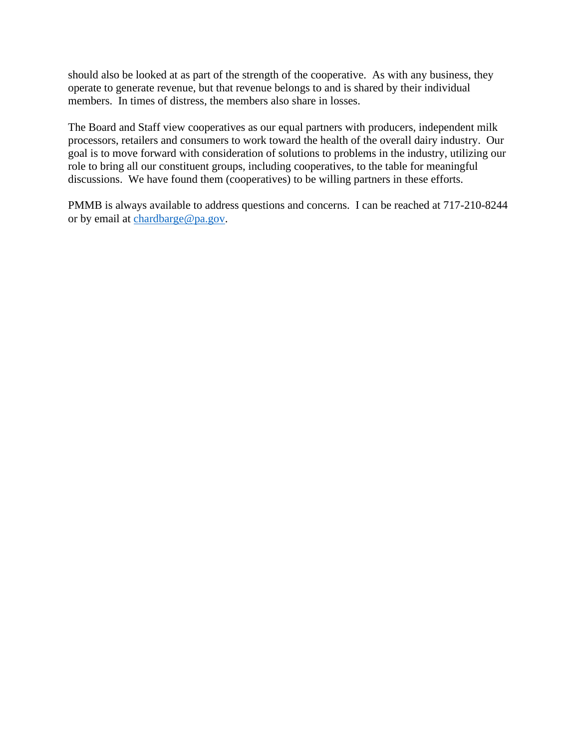should also be looked at as part of the strength of the cooperative. As with any business, they operate to generate revenue, but that revenue belongs to and is shared by their individual members. In times of distress, the members also share in losses.

The Board and Staff view cooperatives as our equal partners with producers, independent milk processors, retailers and consumers to work toward the health of the overall dairy industry. Our goal is to move forward with consideration of solutions to problems in the industry, utilizing our role to bring all our constituent groups, including cooperatives, to the table for meaningful discussions. We have found them (cooperatives) to be willing partners in these efforts.

PMMB is always available to address questions and concerns. I can be reached at 717-210-8244 or by email at chardbarge@pa.gov.